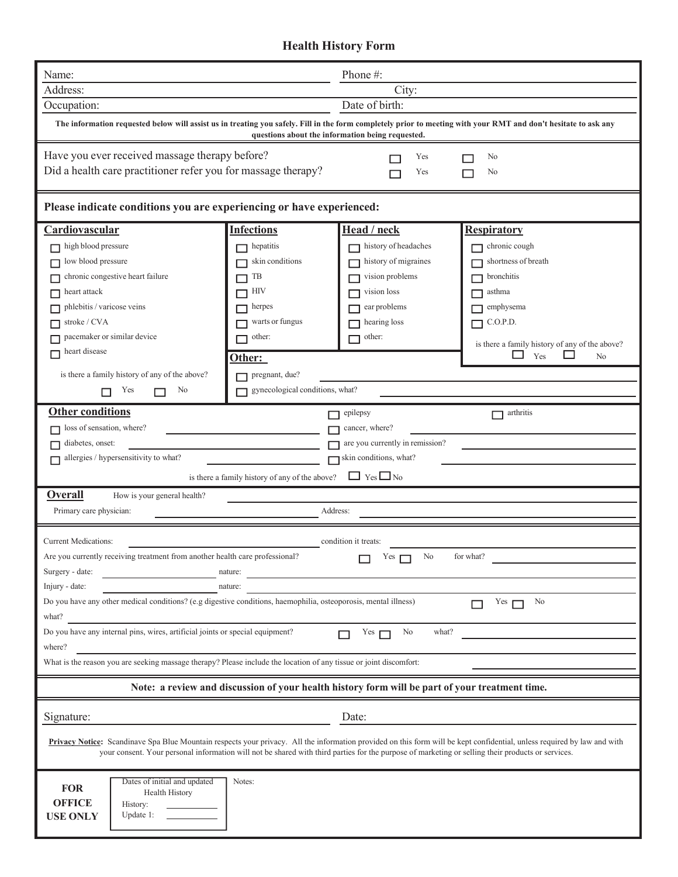# Health History Form

Name: ____________________ Phone #: ____________________

Address: ____________________ City: ____________________

Occupation: ____________________ Date of birth: ____________________

**The information requested below will assist us in treating you safely. Fill in the form completely prior to meeting with your RMT and don't hesitate to ask any questions about the information being requested.**

Have you ever received massage therapy before? ☐ Yes ☐ No

Did a health care practitioner refer you for massage therapy? ☐ Yes ☐ No

**Please indicate conditions you are experiencing or have experienced:**

**Cardiovascular**

- ☐ high blood pressure
- ☐ low blood pressure
- ☐ chronic congestive heart failure
- ☐ heart attack
- ☐ phlebitis / varicose veins
- ☐ stroke / CVA
- ☐ pacemaker or similar device
- ☐ heart disease

is there a family history of any of the above? ☐ Yes ☐ No

**Infections**

- ☐ hepatitis
- ☐ skin conditions
- ☐ TB
- ☐ HIV
- ☐ herpes
- ☐ warts or fungus
- ☐ other:

**Head / neck**

- ☐ history of headaches
- ☐ history of migraines
- ☐ vision problems
- ☐ vision loss
- ☐ ear problems
- ☐ hearing loss
- ☐ other:

**Respiratory**

- ☐ chronic cough
- ☐ shortness of breath
- ☐ bronchitis
- ☐ asthma
- ☐ emphysema
- ☐ C.O.P.D.

is there a family history of any of the above? ☐ Yes ☐ No

**Other:**

- ☐ pregnant, due? ____________________
- ☐ gynecological conditions, what? ____________________

**Other conditions**

- ☐ loss of sensation, where? ____________________
- ☐ diabetes, onset: ____________________
- ☐ allergies / hypersensitivity to what? ____________________
- ☐ epilepsy
- ☐ cancer, where? ____________________
- ☐ are you currently in remission? ____________________
- ☐ skin conditions, what? ____________________
- ☐ arthritis

is there a family history of any of the above? ☐ Yes ☐ No

**Overall** How is your general health? ____________________

Primary care physician: ____________________ Address: ____________________

Current Medications: ____________________ condition it treats: ____________________

Are you currently receiving treatment from another health care professional? ☐ Yes ☐ No for what? ____________________

Surgery - date: ____________________ nature: ____________________

Injury - date: ____________________ nature: ____________________

Do you have any other medical conditions? (e.g digestive conditions, haemophilia, osteoporosis, mental illness) ☐ Yes ☐ No

what? ____________________

Do you have any internal pins, wires, artificial joints or special equipment? ☐ Yes ☐ No what? ____________________

where? ____________________

What is the reason you are seeking massage therapy? Please include the location of any tissue or joint discomfort: ____________________

**Note: a review and discussion of your health history form will be part of your treatment time.**

Signature: ____________________ Date: ____________________

**Privacy Notice:** Scandinave Spa Blue Mountain respects your privacy. All the information provided on this form will be kept confidential, unless required by law and with your consent. Your personal information will not be shared with third parties for the purpose of marketing or selling their products or services.

**FOR OFFICE USE ONLY**

Dates of initial and updated Health History

History: ____________________

Update 1: ____________________

Notes: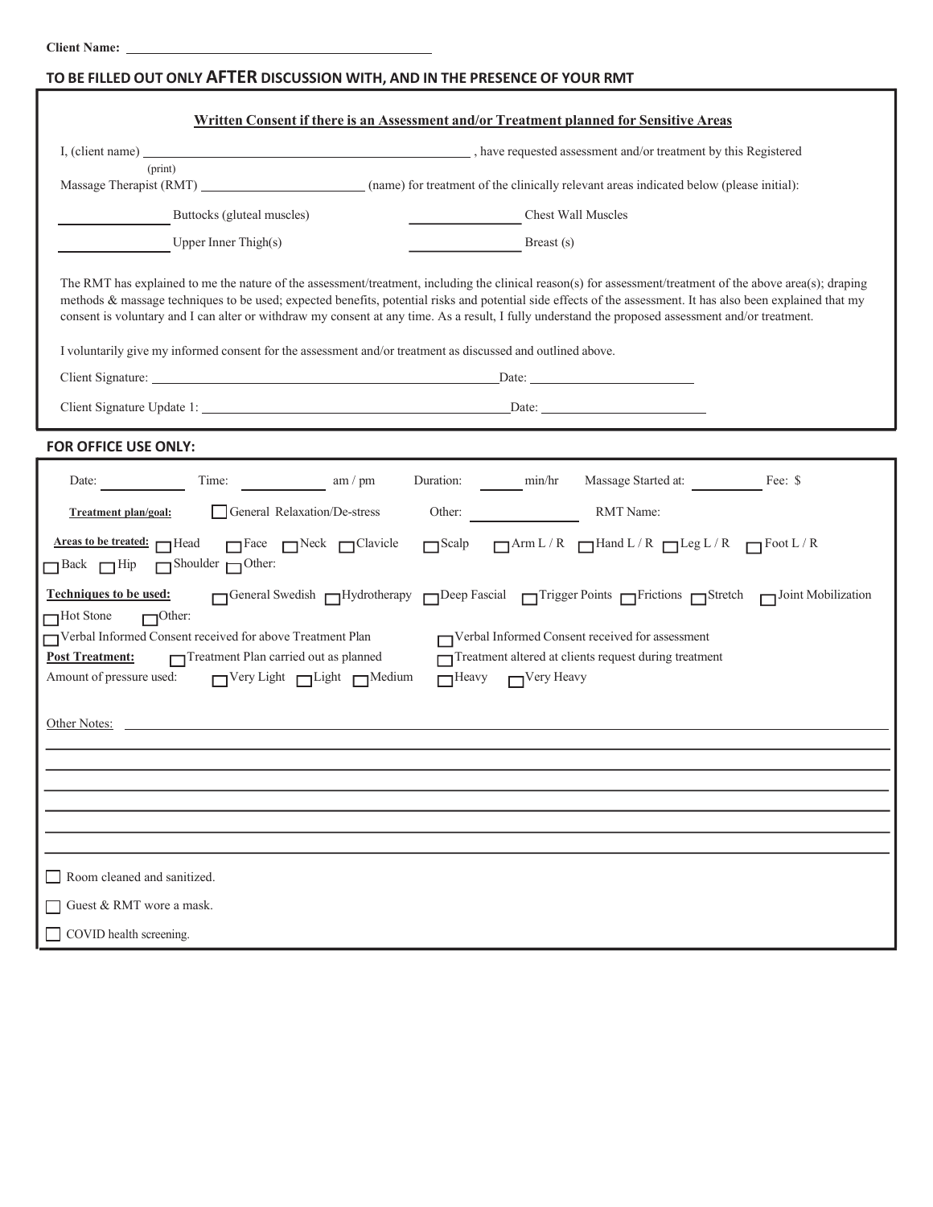**Client Name:** ______________________________

**TO BE FILLED OUT ONLY AFTER DISCUSSION WITH, AND IN THE PRESENCE OF YOUR RMT**

**Written Consent if there is an Assessment and/or Treatment planned for Sensitive Areas**

I, (client name) ______________________________ (print), have requested assessment and/or treatment by this Registered Massage Therapist (RMT) ______________ (name) for treatment of the clinically relevant areas indicated below (please initial):

__________ Buttocks (gluteal muscles)

__________ Chest Wall Muscles

__________ Upper Inner Thigh(s)

__________ Breast (s)

The RMT has explained to me the nature of the assessment/treatment, including the clinical reason(s) for assessment/treatment of the above area(s); draping methods & massage techniques to be used; expected benefits, potential risks and potential side effects of the assessment. It has also been explained that my consent is voluntary and I can alter or withdraw my consent at any time. As a result, I fully understand the proposed assessment and/or treatment.

I voluntarily give my informed consent for the assessment and/or treatment as discussed and outlined above.

Client Signature: ______________________________ Date: ______________

Client Signature Update 1: ______________________________ Date: ______________

**FOR OFFICE USE ONLY:**

Date: __________ Time: __________ am / pm Duration: ______ min/hr Massage Started at: __________ Fee: $

**Treatment plan/goal:** ☐ General Relaxation/De-stress Other: __________ RMT Name:

**Areas to be treated:** ☐ Head ☐ Face ☐ Neck ☐ Clavicle ☐ Scalp ☐ Arm L / R ☐ Hand L / R ☐ Leg L / R ☐ Foot L / R ☐ Back ☐ Hip ☐ Shoulder ☐ Other:

**Techniques to be used:** ☐ General Swedish ☐ Hydrotherapy ☐ Deep Fascial ☐ Trigger Points ☐ Frictions ☐ Stretch ☐ Joint Mobilization ☐ Hot Stone ☐ Other:

☐ Verbal Informed Consent received for above Treatment Plan

☐ Verbal Informed Consent received for assessment

**Post Treatment:** ☐ Treatment Plan carried out as planned

☐ Treatment altered at clients request during treatment

Amount of pressure used: ☐ Very Light ☐ Light ☐ Medium ☐ Heavy ☐ Very Heavy

Other Notes: ______________________________

☐ Room cleaned and sanitized.

☐ Guest & RMT wore a mask.

☐ COVID health screening.